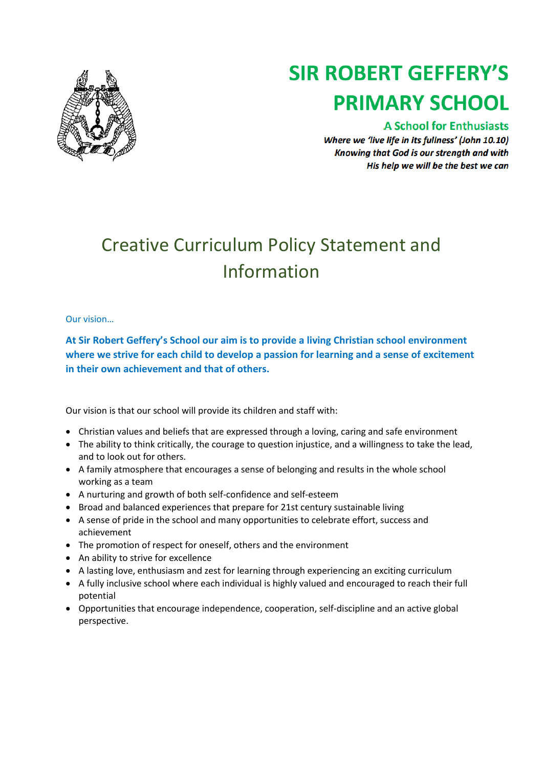# SIR ROBERT GEFFERY'S PRIMARY SCHOOL

**A School for Enthusiasts**

***Where we 'live life in its fullness' (John 10.10)***
***Knowing that God is our strength and with***
***His help we will be the best we can***

# Creative Curriculum Policy Statement and Information

Our vision…

**At Sir Robert Geffery's School our aim is to provide a living Christian school environment where we strive for each child to develop a passion for learning and a sense of excitement in their own achievement and that of others.**

Our vision is that our school will provide its children and staff with:

- Christian values and beliefs that are expressed through a loving, caring and safe environment
- The ability to think critically, the courage to question injustice, and a willingness to take the lead, and to look out for others.
- A family atmosphere that encourages a sense of belonging and results in the whole school working as a team
- A nurturing and growth of both self-confidence and self-esteem
- Broad and balanced experiences that prepare for 21st century sustainable living
- A sense of pride in the school and many opportunities to celebrate effort, success and achievement
- The promotion of respect for oneself, others and the environment
- An ability to strive for excellence
- A lasting love, enthusiasm and zest for learning through experiencing an exciting curriculum
- A fully inclusive school where each individual is highly valued and encouraged to reach their full potential
- Opportunities that encourage independence, cooperation, self-discipline and an active global perspective.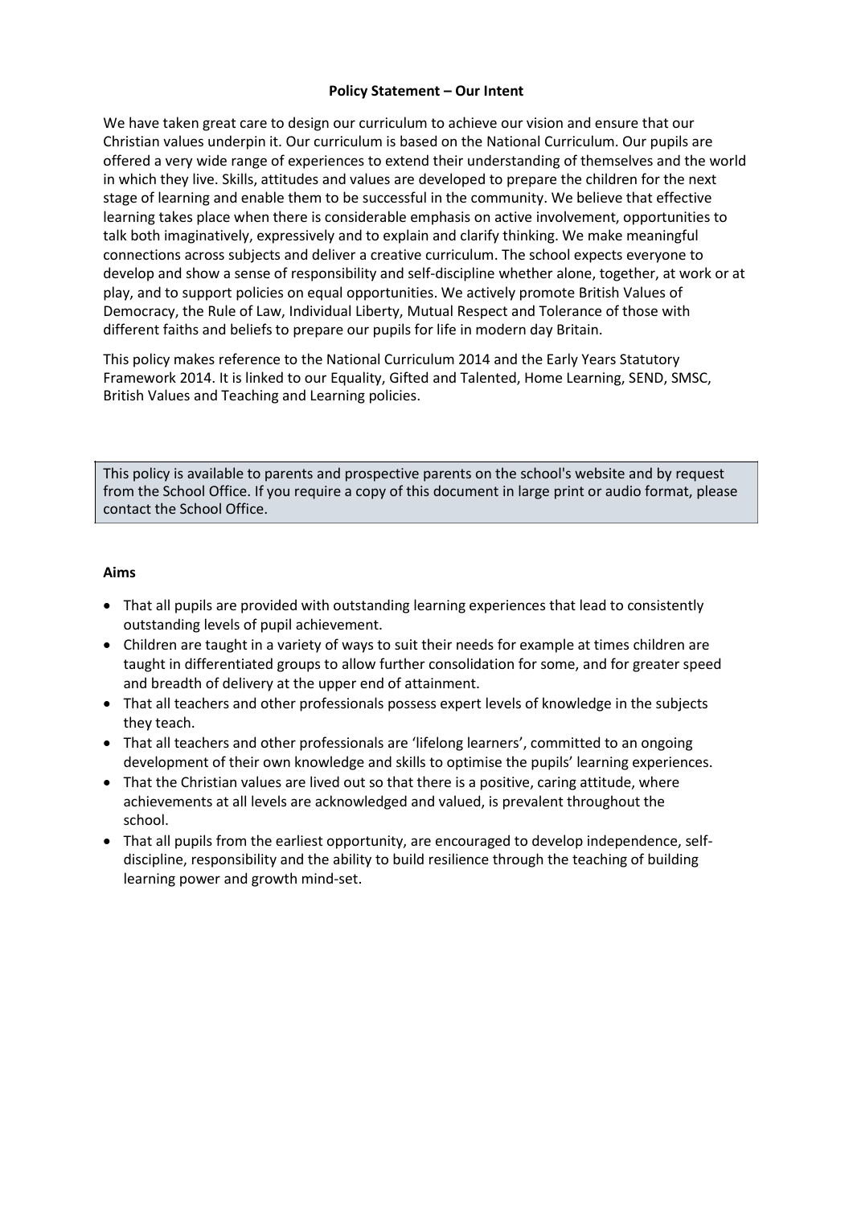**Policy Statement – Our Intent**

We have taken great care to design our curriculum to achieve our vision and ensure that our Christian values underpin it. Our curriculum is based on the National Curriculum. Our pupils are offered a very wide range of experiences to extend their understanding of themselves and the world in which they live. Skills, attitudes and values are developed to prepare the children for the next stage of learning and enable them to be successful in the community. We believe that effective learning takes place when there is considerable emphasis on active involvement, opportunities to talk both imaginatively, expressively and to explain and clarify thinking. We make meaningful connections across subjects and deliver a creative curriculum. The school expects everyone to develop and show a sense of responsibility and self-discipline whether alone, together, at work or at play, and to support policies on equal opportunities. We actively promote British Values of Democracy, the Rule of Law, Individual Liberty, Mutual Respect and Tolerance of those with different faiths and beliefs to prepare our pupils for life in modern day Britain.

This policy makes reference to the National Curriculum 2014 and the Early Years Statutory Framework 2014. It is linked to our Equality, Gifted and Talented, Home Learning, SEND, SMSC, British Values and Teaching and Learning policies.

This policy is available to parents and prospective parents on the school's website and by request from the School Office. If you require a copy of this document in large print or audio format, please contact the School Office.

**Aims**

- That all pupils are provided with outstanding learning experiences that lead to consistently outstanding levels of pupil achievement.
- Children are taught in a variety of ways to suit their needs for example at times children are taught in differentiated groups to allow further consolidation for some, and for greater speed and breadth of delivery at the upper end of attainment.
- That all teachers and other professionals possess expert levels of knowledge in the subjects they teach.
- That all teachers and other professionals are 'lifelong learners', committed to an ongoing development of their own knowledge and skills to optimise the pupils' learning experiences.
- That the Christian values are lived out so that there is a positive, caring attitude, where achievements at all levels are acknowledged and valued, is prevalent throughout the school.
- That all pupils from the earliest opportunity, are encouraged to develop independence, self-discipline, responsibility and the ability to build resilience through the teaching of building learning power and growth mind-set.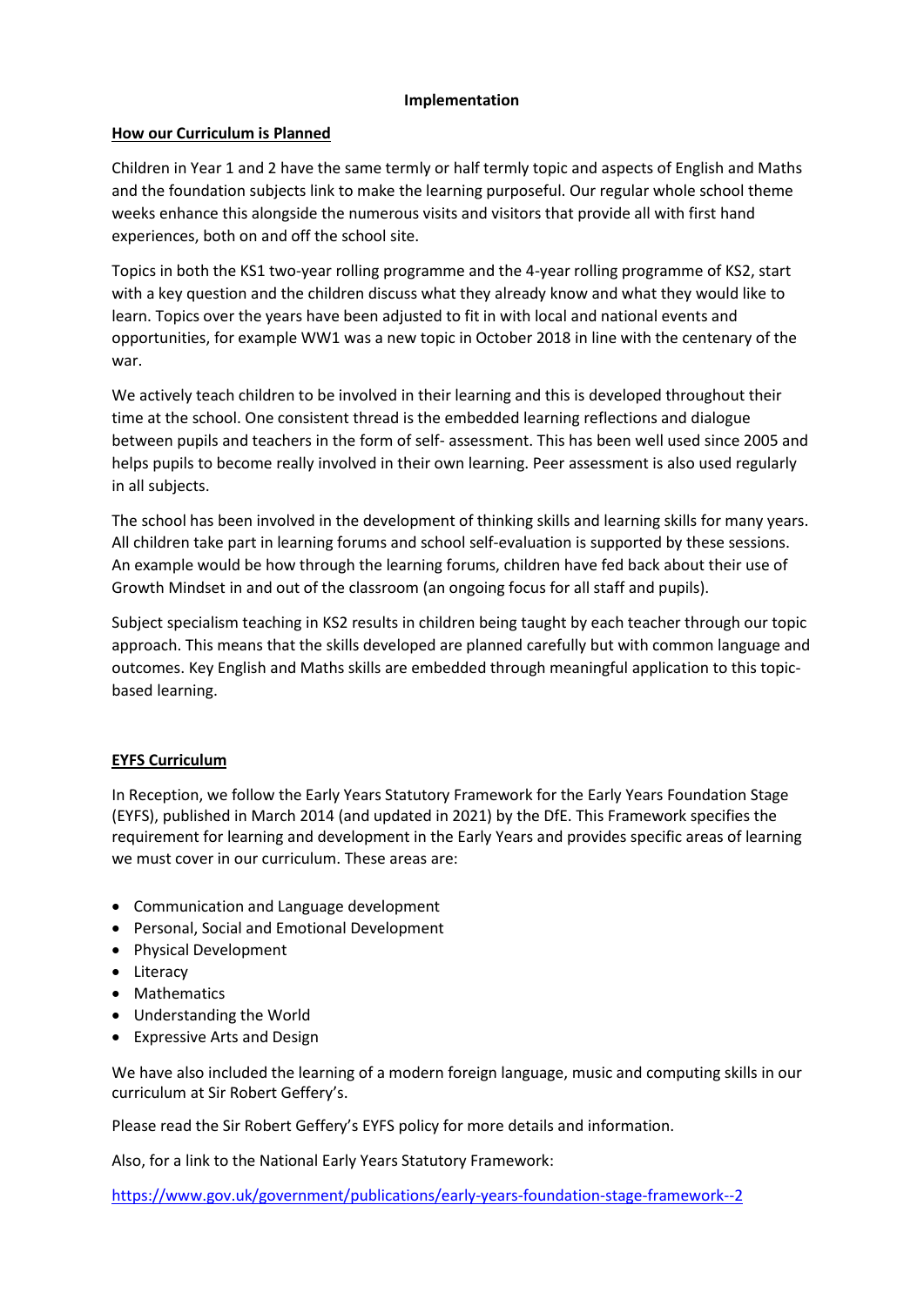# Implementation

## How our Curriculum is Planned

Children in Year 1 and 2 have the same termly or half termly topic and aspects of English and Maths and the foundation subjects link to make the learning purposeful. Our regular whole school theme weeks enhance this alongside the numerous visits and visitors that provide all with first hand experiences, both on and off the school site.

Topics in both the KS1 two-year rolling programme and the 4-year rolling programme of KS2, start with a key question and the children discuss what they already know and what they would like to learn. Topics over the years have been adjusted to fit in with local and national events and opportunities, for example WW1 was a new topic in October 2018 in line with the centenary of the war.

We actively teach children to be involved in their learning and this is developed throughout their time at the school. One consistent thread is the embedded learning reflections and dialogue between pupils and teachers in the form of self- assessment. This has been well used since 2005 and helps pupils to become really involved in their own learning. Peer assessment is also used regularly in all subjects.

The school has been involved in the development of thinking skills and learning skills for many years. All children take part in learning forums and school self-evaluation is supported by these sessions. An example would be how through the learning forums, children have fed back about their use of Growth Mindset in and out of the classroom (an ongoing focus for all staff and pupils).

Subject specialism teaching in KS2 results in children being taught by each teacher through our topic approach. This means that the skills developed are planned carefully but with common language and outcomes. Key English and Maths skills are embedded through meaningful application to this topic-based learning.

## EYFS Curriculum

In Reception, we follow the Early Years Statutory Framework for the Early Years Foundation Stage (EYFS), published in March 2014 (and updated in 2021) by the DfE. This Framework specifies the requirement for learning and development in the Early Years and provides specific areas of learning we must cover in our curriculum. These areas are:

- Communication and Language development
- Personal, Social and Emotional Development
- Physical Development
- Literacy
- Mathematics
- Understanding the World
- Expressive Arts and Design

We have also included the learning of a modern foreign language, music and computing skills in our curriculum at Sir Robert Geffery's.

Please read the Sir Robert Geffery's EYFS policy for more details and information.

Also, for a link to the National Early Years Statutory Framework:

https://www.gov.uk/government/publications/early-years-foundation-stage-framework--2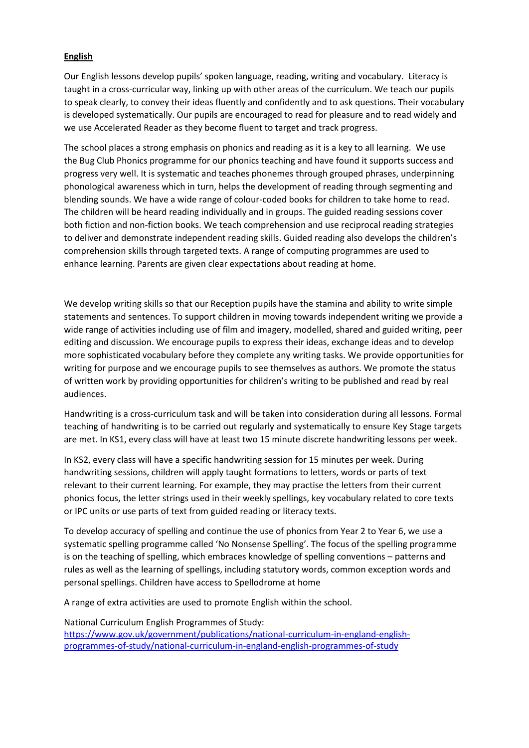## **English**

Our English lessons develop pupils' spoken language, reading, writing and vocabulary. Literacy is taught in a cross-curricular way, linking up with other areas of the curriculum. We teach our pupils to speak clearly, to convey their ideas fluently and confidently and to ask questions. Their vocabulary is developed systematically. Our pupils are encouraged to read for pleasure and to read widely and we use Accelerated Reader as they become fluent to target and track progress.

The school places a strong emphasis on phonics and reading as it is a key to all learning. We use the Bug Club Phonics programme for our phonics teaching and have found it supports success and progress very well. It is systematic and teaches phonemes through grouped phrases, underpinning phonological awareness which in turn, helps the development of reading through segmenting and blending sounds. We have a wide range of colour-coded books for children to take home to read. The children will be heard reading individually and in groups. The guided reading sessions cover both fiction and non-fiction books. We teach comprehension and use reciprocal reading strategies to deliver and demonstrate independent reading skills. Guided reading also develops the children's comprehension skills through targeted texts. A range of computing programmes are used to enhance learning. Parents are given clear expectations about reading at home.

We develop writing skills so that our Reception pupils have the stamina and ability to write simple statements and sentences. To support children in moving towards independent writing we provide a wide range of activities including use of film and imagery, modelled, shared and guided writing, peer editing and discussion. We encourage pupils to express their ideas, exchange ideas and to develop more sophisticated vocabulary before they complete any writing tasks. We provide opportunities for writing for purpose and we encourage pupils to see themselves as authors. We promote the status of written work by providing opportunities for children's writing to be published and read by real audiences.

Handwriting is a cross-curriculum task and will be taken into consideration during all lessons. Formal teaching of handwriting is to be carried out regularly and systematically to ensure Key Stage targets are met. In KS1, every class will have at least two 15 minute discrete handwriting lessons per week.

In KS2, every class will have a specific handwriting session for 15 minutes per week. During handwriting sessions, children will apply taught formations to letters, words or parts of text relevant to their current learning. For example, they may practise the letters from their current phonics focus, the letter strings used in their weekly spellings, key vocabulary related to core texts or IPC units or use parts of text from guided reading or literacy texts.

To develop accuracy of spelling and continue the use of phonics from Year 2 to Year 6, we use a systematic spelling programme called 'No Nonsense Spelling'. The focus of the spelling programme is on the teaching of spelling, which embraces knowledge of spelling conventions – patterns and rules as well as the learning of spellings, including statutory words, common exception words and personal spellings. Children have access to Spellodrome at home

A range of extra activities are used to promote English within the school.

National Curriculum English Programmes of Study:
https://www.gov.uk/government/publications/national-curriculum-in-england-english-programmes-of-study/national-curriculum-in-england-english-programmes-of-study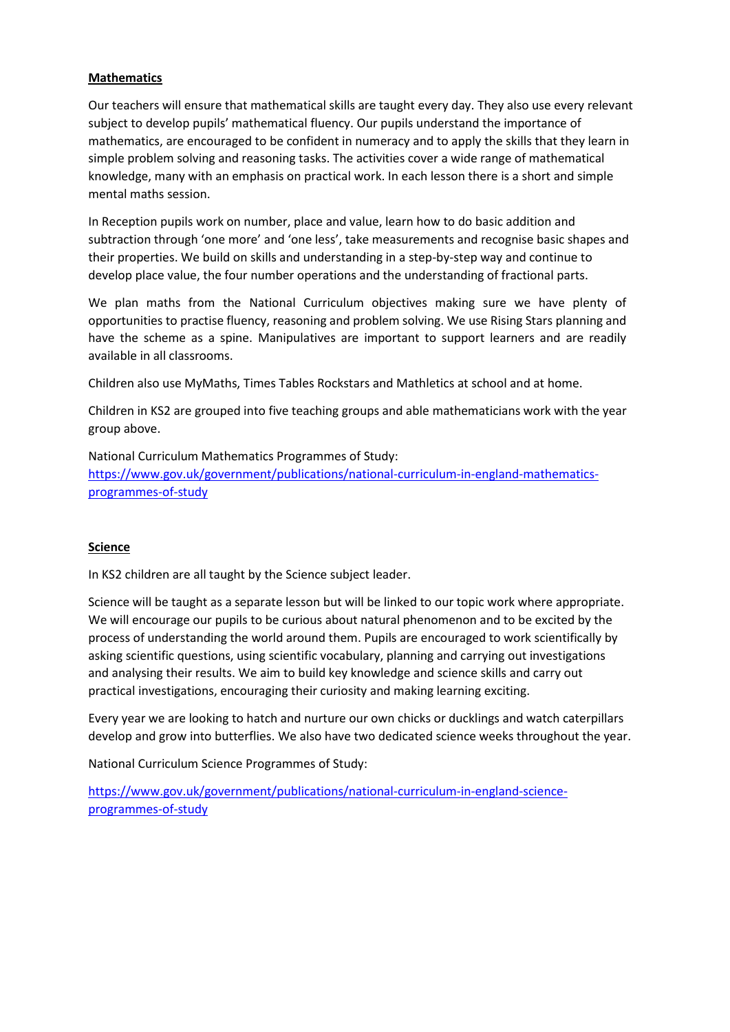## Mathematics

Our teachers will ensure that mathematical skills are taught every day. They also use every relevant subject to develop pupils' mathematical fluency. Our pupils understand the importance of mathematics, are encouraged to be confident in numeracy and to apply the skills that they learn in simple problem solving and reasoning tasks. The activities cover a wide range of mathematical knowledge, many with an emphasis on practical work. In each lesson there is a short and simple mental maths session.

In Reception pupils work on number, place and value, learn how to do basic addition and subtraction through 'one more' and 'one less', take measurements and recognise basic shapes and their properties. We build on skills and understanding in a step-by-step way and continue to develop place value, the four number operations and the understanding of fractional parts.

We plan maths from the National Curriculum objectives making sure we have plenty of opportunities to practise fluency, reasoning and problem solving. We use Rising Stars planning and have the scheme as a spine. Manipulatives are important to support learners and are readily available in all classrooms.

Children also use MyMaths, Times Tables Rockstars and Mathletics at school and at home.

Children in KS2 are grouped into five teaching groups and able mathematicians work with the year group above.

National Curriculum Mathematics Programmes of Study:
[https://www.gov.uk/government/publications/national-curriculum-in-england-mathematics-programmes-of-study](https://www.gov.uk/government/publications/national-curriculum-in-england-mathematics-programmes-of-study)

## Science

In KS2 children are all taught by the Science subject leader.

Science will be taught as a separate lesson but will be linked to our topic work where appropriate. We will encourage our pupils to be curious about natural phenomenon and to be excited by the process of understanding the world around them. Pupils are encouraged to work scientifically by asking scientific questions, using scientific vocabulary, planning and carrying out investigations and analysing their results. We aim to build key knowledge and science skills and carry out practical investigations, encouraging their curiosity and making learning exciting.

Every year we are looking to hatch and nurture our own chicks or ducklings and watch caterpillars develop and grow into butterflies. We also have two dedicated science weeks throughout the year.

National Curriculum Science Programmes of Study:

[https://www.gov.uk/government/publications/national-curriculum-in-england-science-programmes-of-study](https://www.gov.uk/government/publications/national-curriculum-in-england-science-programmes-of-study)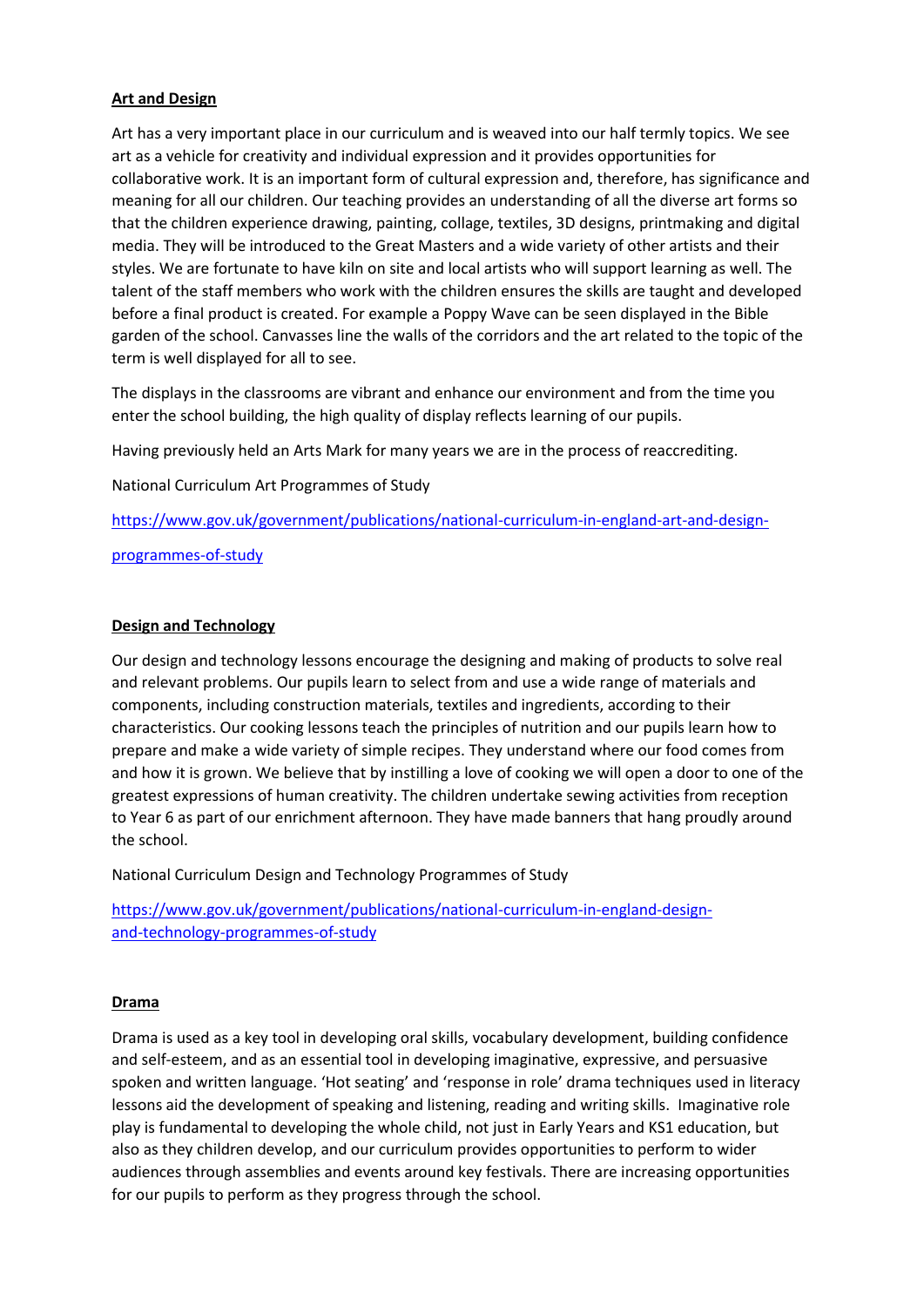## Art and Design

Art has a very important place in our curriculum and is weaved into our half termly topics. We see art as a vehicle for creativity and individual expression and it provides opportunities for collaborative work. It is an important form of cultural expression and, therefore, has significance and meaning for all our children. Our teaching provides an understanding of all the diverse art forms so that the children experience drawing, painting, collage, textiles, 3D designs, printmaking and digital media. They will be introduced to the Great Masters and a wide variety of other artists and their styles. We are fortunate to have kiln on site and local artists who will support learning as well. The talent of the staff members who work with the children ensures the skills are taught and developed before a final product is created. For example a Poppy Wave can be seen displayed in the Bible garden of the school. Canvasses line the walls of the corridors and the art related to the topic of the term is well displayed for all to see.

The displays in the classrooms are vibrant and enhance our environment and from the time you enter the school building, the high quality of display reflects learning of our pupils.

Having previously held an Arts Mark for many years we are in the process of reaccrediting.

National Curriculum Art Programmes of Study

https://www.gov.uk/government/publications/national-curriculum-in-england-art-and-design-programmes-of-study

## Design and Technology

Our design and technology lessons encourage the designing and making of products to solve real and relevant problems. Our pupils learn to select from and use a wide range of materials and components, including construction materials, textiles and ingredients, according to their characteristics. Our cooking lessons teach the principles of nutrition and our pupils learn how to prepare and make a wide variety of simple recipes. They understand where our food comes from and how it is grown. We believe that by instilling a love of cooking we will open a door to one of the greatest expressions of human creativity. The children undertake sewing activities from reception to Year 6 as part of our enrichment afternoon. They have made banners that hang proudly around the school.

National Curriculum Design and Technology Programmes of Study

https://www.gov.uk/government/publications/national-curriculum-in-england-design-and-technology-programmes-of-study

## Drama

Drama is used as a key tool in developing oral skills, vocabulary development, building confidence and self-esteem, and as an essential tool in developing imaginative, expressive, and persuasive spoken and written language. 'Hot seating' and 'response in role' drama techniques used in literacy lessons aid the development of speaking and listening, reading and writing skills. Imaginative role play is fundamental to developing the whole child, not just in Early Years and KS1 education, but also as they children develop, and our curriculum provides opportunities to perform to wider audiences through assemblies and events around key festivals. There are increasing opportunities for our pupils to perform as they progress through the school.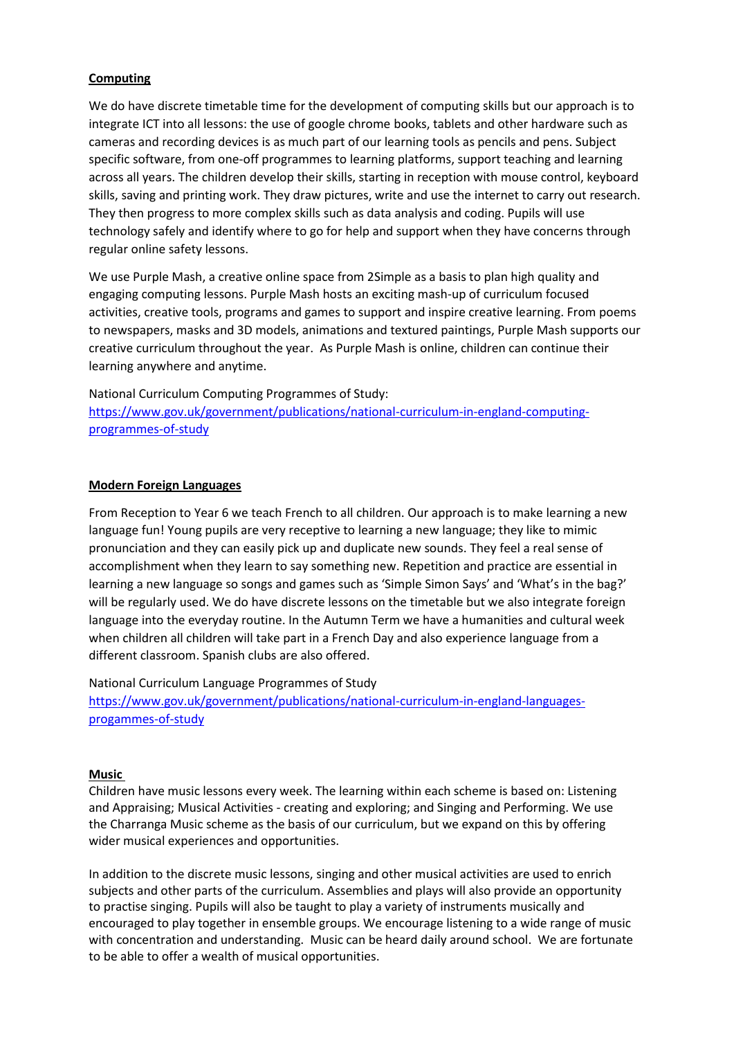**Computing**

We do have discrete timetable time for the development of computing skills but our approach is to integrate ICT into all lessons: the use of google chrome books, tablets and other hardware such as cameras and recording devices is as much part of our learning tools as pencils and pens. Subject specific software, from one-off programmes to learning platforms, support teaching and learning across all years. The children develop their skills, starting in reception with mouse control, keyboard skills, saving and printing work. They draw pictures, write and use the internet to carry out research. They then progress to more complex skills such as data analysis and coding. Pupils will use technology safely and identify where to go for help and support when they have concerns through regular online safety lessons.

We use Purple Mash, a creative online space from 2Simple as a basis to plan high quality and engaging computing lessons. Purple Mash hosts an exciting mash-up of curriculum focused activities, creative tools, programs and games to support and inspire creative learning. From poems to newspapers, masks and 3D models, animations and textured paintings, Purple Mash supports our creative curriculum throughout the year. As Purple Mash is online, children can continue their learning anywhere and anytime.

National Curriculum Computing Programmes of Study:
[https://www.gov.uk/government/publications/national-curriculum-in-england-computing-programmes-of-study](https://www.gov.uk/government/publications/national-curriculum-in-england-computing-programmes-of-study)

**Modern Foreign Languages**

From Reception to Year 6 we teach French to all children. Our approach is to make learning a new language fun! Young pupils are very receptive to learning a new language; they like to mimic pronunciation and they can easily pick up and duplicate new sounds. They feel a real sense of accomplishment when they learn to say something new. Repetition and practice are essential in learning a new language so songs and games such as 'Simple Simon Says' and 'What's in the bag?' will be regularly used. We do have discrete lessons on the timetable but we also integrate foreign language into the everyday routine. In the Autumn Term we have a humanities and cultural week when children all children will take part in a French Day and also experience language from a different classroom. Spanish clubs are also offered.

National Curriculum Language Programmes of Study
[https://www.gov.uk/government/publications/national-curriculum-in-england-languages-progammes-of-study](https://www.gov.uk/government/publications/national-curriculum-in-england-languages-progammes-of-study)

**Music**

Children have music lessons every week. The learning within each scheme is based on: Listening and Appraising; Musical Activities - creating and exploring; and Singing and Performing. We use the Charranga Music scheme as the basis of our curriculum, but we expand on this by offering wider musical experiences and opportunities.

In addition to the discrete music lessons, singing and other musical activities are used to enrich subjects and other parts of the curriculum. Assemblies and plays will also provide an opportunity to practise singing. Pupils will also be taught to play a variety of instruments musically and encouraged to play together in ensemble groups. We encourage listening to a wide range of music with concentration and understanding. Music can be heard daily around school. We are fortunate to be able to offer a wealth of musical opportunities.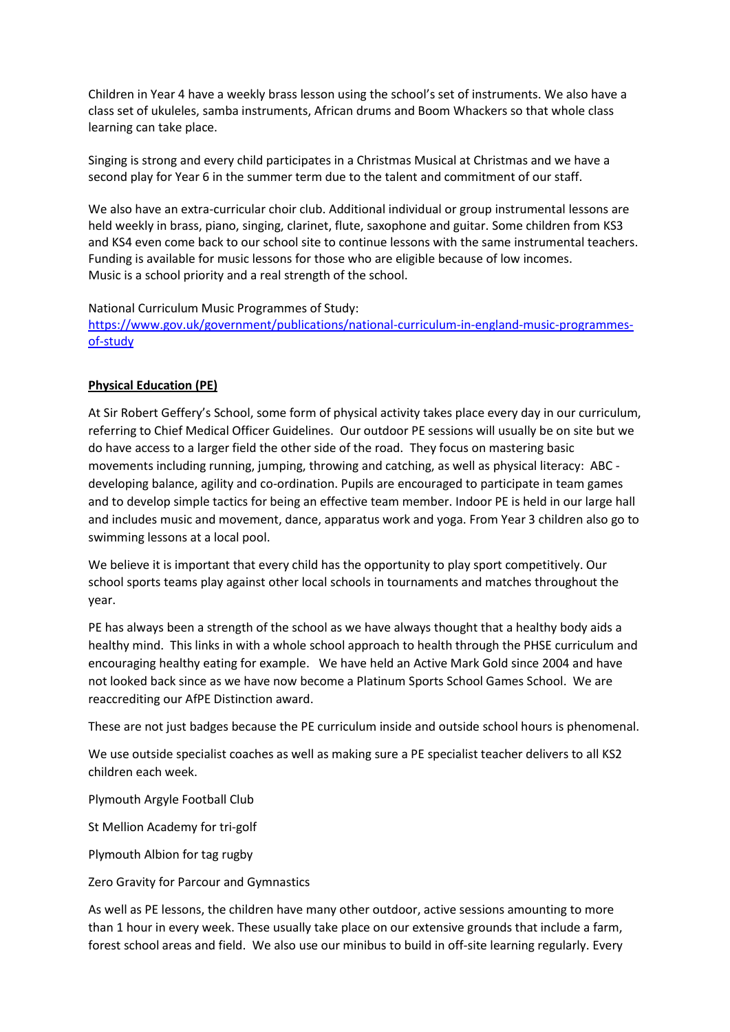Children in Year 4 have a weekly brass lesson using the school's set of instruments. We also have a class set of ukuleles, samba instruments, African drums and Boom Whackers so that whole class learning can take place.

Singing is strong and every child participates in a Christmas Musical at Christmas and we have a second play for Year 6 in the summer term due to the talent and commitment of our staff.

We also have an extra-curricular choir club. Additional individual or group instrumental lessons are held weekly in brass, piano, singing, clarinet, flute, saxophone and guitar. Some children from KS3 and KS4 even come back to our school site to continue lessons with the same instrumental teachers. Funding is available for music lessons for those who are eligible because of low incomes.
Music is a school priority and a real strength of the school.

National Curriculum Music Programmes of Study:
[https://www.gov.uk/government/publications/national-curriculum-in-england-music-programmes-of-study](https://www.gov.uk/government/publications/national-curriculum-in-england-music-programmes-of-study)

**Physical Education (PE)**

At Sir Robert Geffery's School, some form of physical activity takes place every day in our curriculum, referring to Chief Medical Officer Guidelines. Our outdoor PE sessions will usually be on site but we do have access to a larger field the other side of the road. They focus on mastering basic movements including running, jumping, throwing and catching, as well as physical literacy: ABC - developing balance, agility and co-ordination. Pupils are encouraged to participate in team games and to develop simple tactics for being an effective team member. Indoor PE is held in our large hall and includes music and movement, dance, apparatus work and yoga. From Year 3 children also go to swimming lessons at a local pool.

We believe it is important that every child has the opportunity to play sport competitively. Our school sports teams play against other local schools in tournaments and matches throughout the year.

PE has always been a strength of the school as we have always thought that a healthy body aids a healthy mind. This links in with a whole school approach to health through the PHSE curriculum and encouraging healthy eating for example. We have held an Active Mark Gold since 2004 and have not looked back since as we have now become a Platinum Sports School Games School. We are reaccrediting our AfPE Distinction award.

These are not just badges because the PE curriculum inside and outside school hours is phenomenal.

We use outside specialist coaches as well as making sure a PE specialist teacher delivers to all KS2 children each week.

Plymouth Argyle Football Club

St Mellion Academy for tri-golf

Plymouth Albion for tag rugby

Zero Gravity for Parcour and Gymnastics

As well as PE lessons, the children have many other outdoor, active sessions amounting to more than 1 hour in every week. These usually take place on our extensive grounds that include a farm, forest school areas and field. We also use our minibus to build in off-site learning regularly. Every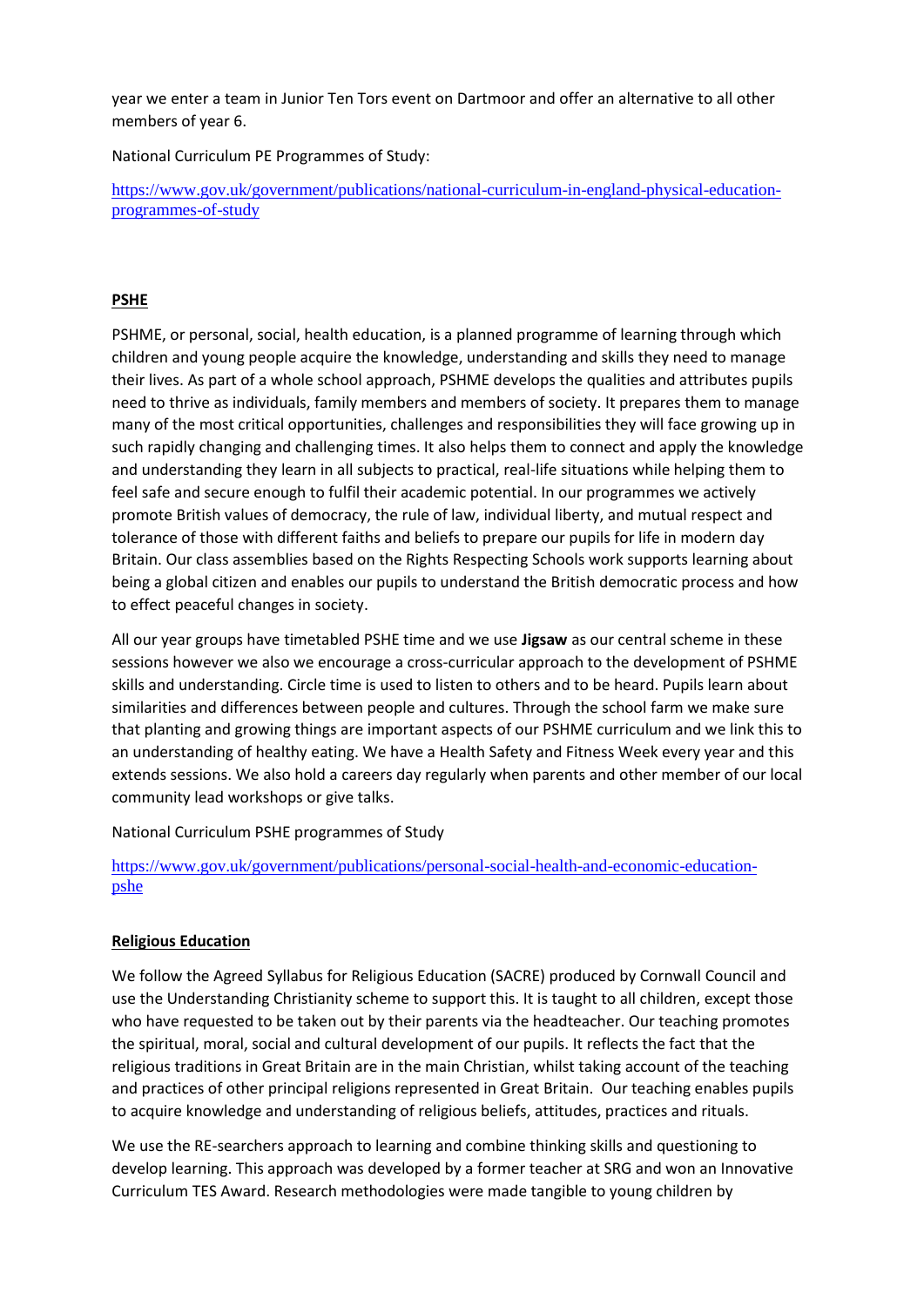year we enter a team in Junior Ten Tors event on Dartmoor and offer an alternative to all other members of year 6.

National Curriculum PE Programmes of Study:

[https://www.gov.uk/government/publications/national-curriculum-in-england-physical-education-programmes-of-study](https://www.gov.uk/government/publications/national-curriculum-in-england-physical-education-programmes-of-study)

## PSHE

PSHME, or personal, social, health education, is a planned programme of learning through which children and young people acquire the knowledge, understanding and skills they need to manage their lives. As part of a whole school approach, PSHME develops the qualities and attributes pupils need to thrive as individuals, family members and members of society. It prepares them to manage many of the most critical opportunities, challenges and responsibilities they will face growing up in such rapidly changing and challenging times. It also helps them to connect and apply the knowledge and understanding they learn in all subjects to practical, real-life situations while helping them to feel safe and secure enough to fulfil their academic potential. In our programmes we actively promote British values of democracy, the rule of law, individual liberty, and mutual respect and tolerance of those with different faiths and beliefs to prepare our pupils for life in modern day Britain. Our class assemblies based on the Rights Respecting Schools work supports learning about being a global citizen and enables our pupils to understand the British democratic process and how to effect peaceful changes in society.

All our year groups have timetabled PSHE time and we use **Jigsaw** as our central scheme in these sessions however we also we encourage a cross-curricular approach to the development of PSHME skills and understanding. Circle time is used to listen to others and to be heard. Pupils learn about similarities and differences between people and cultures. Through the school farm we make sure that planting and growing things are important aspects of our PSHME curriculum and we link this to an understanding of healthy eating. We have a Health Safety and Fitness Week every year and this extends sessions. We also hold a careers day regularly when parents and other member of our local community lead workshops or give talks.

National Curriculum PSHE programmes of Study

[https://www.gov.uk/government/publications/personal-social-health-and-economic-education-pshe](https://www.gov.uk/government/publications/personal-social-health-and-economic-education-pshe)

## Religious Education

We follow the Agreed Syllabus for Religious Education (SACRE) produced by Cornwall Council and use the Understanding Christianity scheme to support this. It is taught to all children, except those who have requested to be taken out by their parents via the headteacher. Our teaching promotes the spiritual, moral, social and cultural development of our pupils. It reflects the fact that the religious traditions in Great Britain are in the main Christian, whilst taking account of the teaching and practices of other principal religions represented in Great Britain. Our teaching enables pupils to acquire knowledge and understanding of religious beliefs, attitudes, practices and rituals.

We use the RE-searchers approach to learning and combine thinking skills and questioning to develop learning. This approach was developed by a former teacher at SRG and won an Innovative Curriculum TES Award. Research methodologies were made tangible to young children by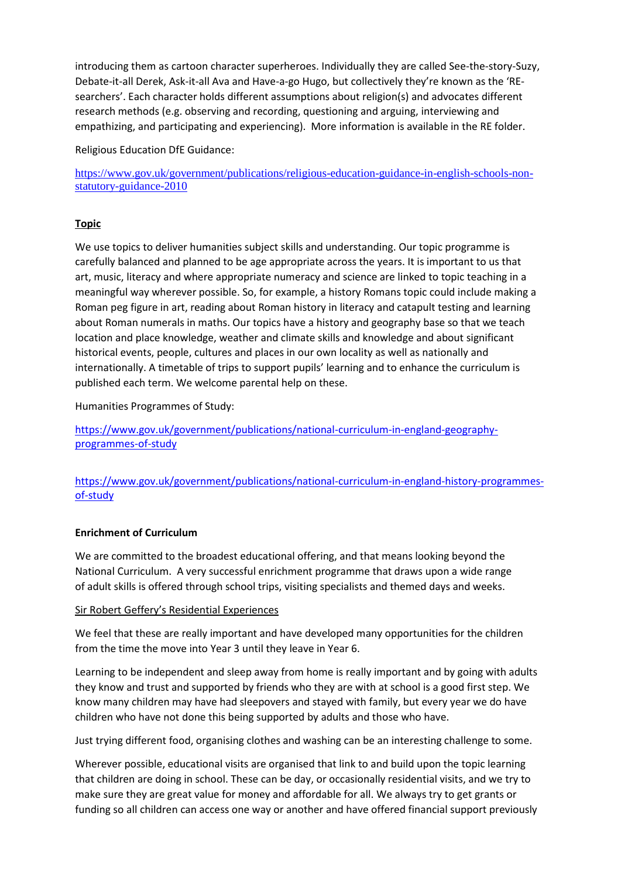introducing them as cartoon character superheroes. Individually they are called See-the-story-Suzy, Debate-it-all Derek, Ask-it-all Ava and Have-a-go Hugo, but collectively they're known as the 'RE-searchers'. Each character holds different assumptions about religion(s) and advocates different research methods (e.g. observing and recording, questioning and arguing, interviewing and empathizing, and participating and experiencing). More information is available in the RE folder.

Religious Education DfE Guidance:

https://www.gov.uk/government/publications/religious-education-guidance-in-english-schools-non-statutory-guidance-2010

**Topic**

We use topics to deliver humanities subject skills and understanding. Our topic programme is carefully balanced and planned to be age appropriate across the years. It is important to us that art, music, literacy and where appropriate numeracy and science are linked to topic teaching in a meaningful way wherever possible. So, for example, a history Romans topic could include making a Roman peg figure in art, reading about Roman history in literacy and catapult testing and learning about Roman numerals in maths. Our topics have a history and geography base so that we teach location and place knowledge, weather and climate skills and knowledge and about significant historical events, people, cultures and places in our own locality as well as nationally and internationally. A timetable of trips to support pupils' learning and to enhance the curriculum is published each term. We welcome parental help on these.

Humanities Programmes of Study:

https://www.gov.uk/government/publications/national-curriculum-in-england-geography-programmes-of-study

https://www.gov.uk/government/publications/national-curriculum-in-england-history-programmes-of-study

**Enrichment of Curriculum**

We are committed to the broadest educational offering, and that means looking beyond the National Curriculum. A very successful enrichment programme that draws upon a wide range of adult skills is offered through school trips, visiting specialists and themed days and weeks.

Sir Robert Geffery's Residential Experiences

We feel that these are really important and have developed many opportunities for the children from the time the move into Year 3 until they leave in Year 6.

Learning to be independent and sleep away from home is really important and by going with adults they know and trust and supported by friends who they are with at school is a good first step. We know many children may have had sleepovers and stayed with family, but every year we do have children who have not done this being supported by adults and those who have.

Just trying different food, organising clothes and washing can be an interesting challenge to some.

Wherever possible, educational visits are organised that link to and build upon the topic learning that children are doing in school. These can be day, or occasionally residential visits, and we try to make sure they are great value for money and affordable for all. We always try to get grants or funding so all children can access one way or another and have offered financial support previously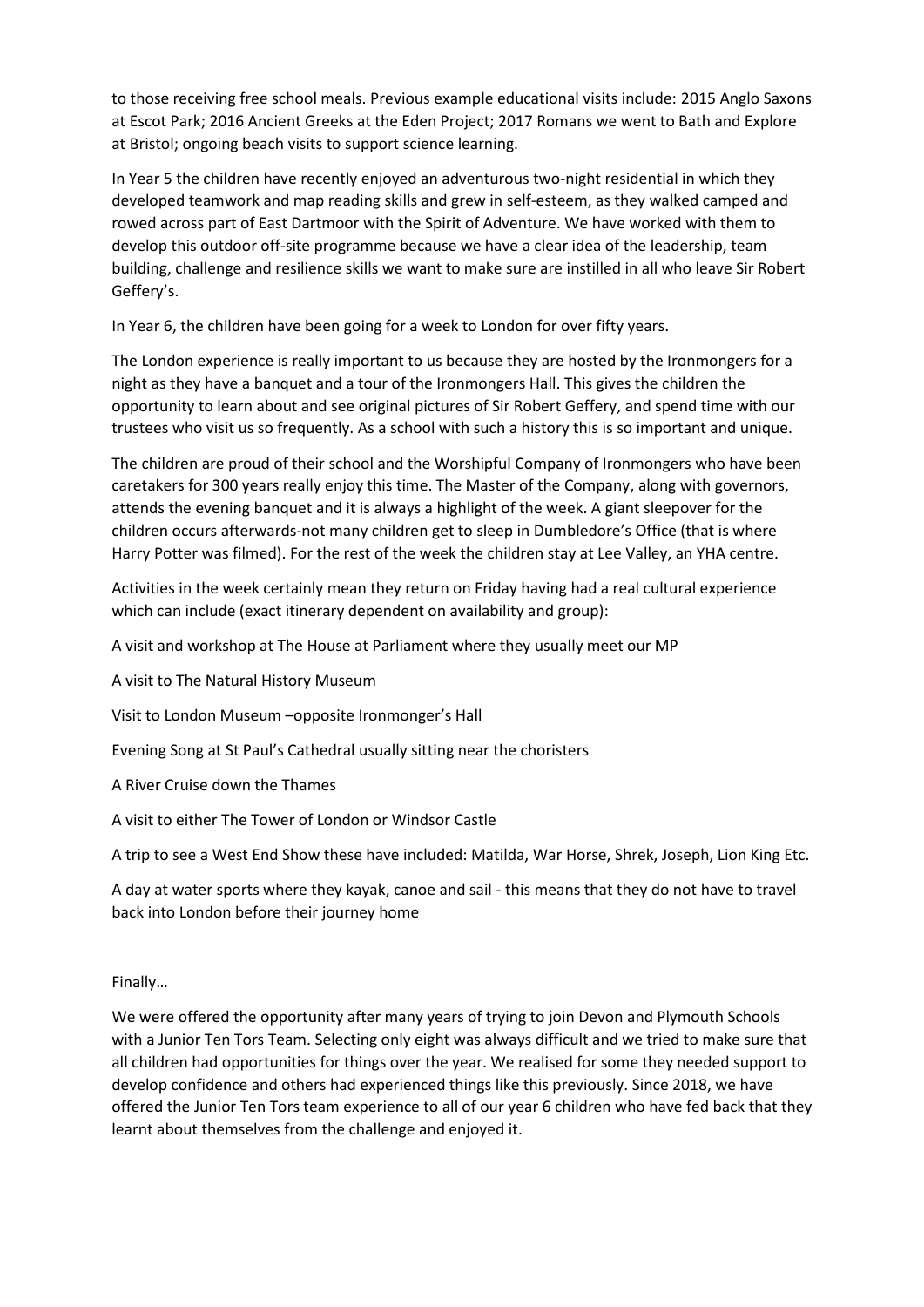to those receiving free school meals. Previous example educational visits include: 2015 Anglo Saxons at Escot Park; 2016 Ancient Greeks at the Eden Project; 2017 Romans we went to Bath and Explore at Bristol; ongoing beach visits to support science learning.

In Year 5 the children have recently enjoyed an adventurous two-night residential in which they developed teamwork and map reading skills and grew in self-esteem, as they walked camped and rowed across part of East Dartmoor with the Spirit of Adventure. We have worked with them to develop this outdoor off-site programme because we have a clear idea of the leadership, team building, challenge and resilience skills we want to make sure are instilled in all who leave Sir Robert Geffery's.

In Year 6, the children have been going for a week to London for over fifty years.

The London experience is really important to us because they are hosted by the Ironmongers for a night as they have a banquet and a tour of the Ironmongers Hall. This gives the children the opportunity to learn about and see original pictures of Sir Robert Geffery, and spend time with our trustees who visit us so frequently. As a school with such a history this is so important and unique.

The children are proud of their school and the Worshipful Company of Ironmongers who have been caretakers for 300 years really enjoy this time. The Master of the Company, along with governors, attends the evening banquet and it is always a highlight of the week. A giant sleepover for the children occurs afterwards-not many children get to sleep in Dumbledore's Office (that is where Harry Potter was filmed). For the rest of the week the children stay at Lee Valley, an YHA centre.

Activities in the week certainly mean they return on Friday having had a real cultural experience which can include (exact itinerary dependent on availability and group):

A visit and workshop at The House at Parliament where they usually meet our MP

A visit to The Natural History Museum

Visit to London Museum –opposite Ironmonger's Hall

Evening Song at St Paul's Cathedral usually sitting near the choristers

A River Cruise down the Thames

A visit to either The Tower of London or Windsor Castle

A trip to see a West End Show these have included: Matilda, War Horse, Shrek, Joseph, Lion King Etc.

A day at water sports where they kayak, canoe and sail - this means that they do not have to travel back into London before their journey home

Finally…

We were offered the opportunity after many years of trying to join Devon and Plymouth Schools with a Junior Ten Tors Team. Selecting only eight was always difficult and we tried to make sure that all children had opportunities for things over the year. We realised for some they needed support to develop confidence and others had experienced things like this previously. Since 2018, we have offered the Junior Ten Tors team experience to all of our year 6 children who have fed back that they learnt about themselves from the challenge and enjoyed it.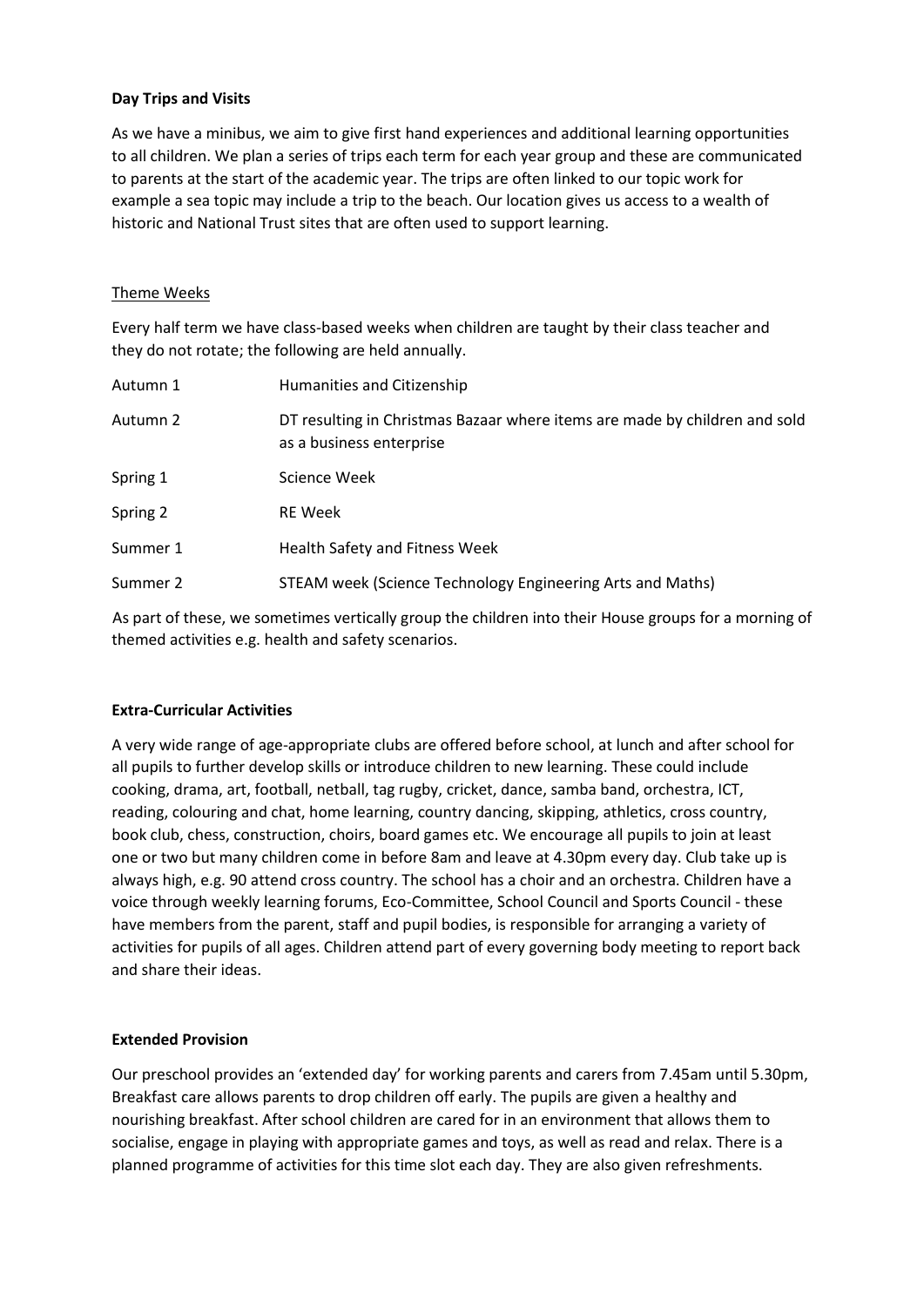**Day Trips and Visits**

As we have a minibus, we aim to give first hand experiences and additional learning opportunities to all children. We plan a series of trips each term for each year group and these are communicated to parents at the start of the academic year. The trips are often linked to our topic work for example a sea topic may include a trip to the beach. Our location gives us access to a wealth of historic and National Trust sites that are often used to support learning.

<u>Theme Weeks</u>

Every half term we have class-based weeks when children are taught by their class teacher and they do not rotate; the following are held annually.

| | |
|---|---|
| Autumn 1 | Humanities and Citizenship |
| Autumn 2 | DT resulting in Christmas Bazaar where items are made by children and sold as a business enterprise |
| Spring 1 | Science Week |
| Spring 2 | RE Week |
| Summer 1 | Health Safety and Fitness Week |
| Summer 2 | STEAM week (Science Technology Engineering Arts and Maths) |

As part of these, we sometimes vertically group the children into their House groups for a morning of themed activities e.g. health and safety scenarios.

**Extra-Curricular Activities**

A very wide range of age-appropriate clubs are offered before school, at lunch and after school for all pupils to further develop skills or introduce children to new learning. These could include cooking, drama, art, football, netball, tag rugby, cricket, dance, samba band, orchestra, ICT, reading, colouring and chat, home learning, country dancing, skipping, athletics, cross country, book club, chess, construction, choirs, board games etc. We encourage all pupils to join at least one or two but many children come in before 8am and leave at 4.30pm every day. Club take up is always high, e.g. 90 attend cross country. The school has a choir and an orchestra. Children have a voice through weekly learning forums, Eco-Committee, School Council and Sports Council - these have members from the parent, staff and pupil bodies, is responsible for arranging a variety of activities for pupils of all ages. Children attend part of every governing body meeting to report back and share their ideas.

**Extended Provision**

Our preschool provides an 'extended day' for working parents and carers from 7.45am until 5.30pm, Breakfast care allows parents to drop children off early. The pupils are given a healthy and nourishing breakfast. After school children are cared for in an environment that allows them to socialise, engage in playing with appropriate games and toys, as well as read and relax. There is a planned programme of activities for this time slot each day. They are also given refreshments.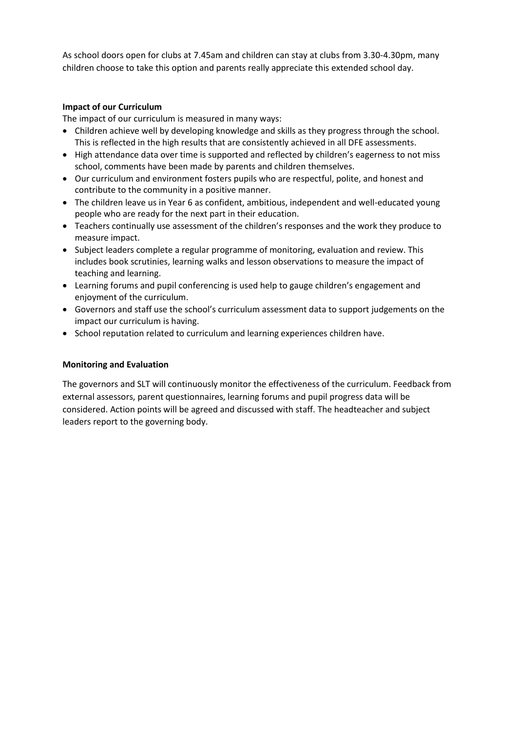As school doors open for clubs at 7.45am and children can stay at clubs from 3.30-4.30pm, many children choose to take this option and parents really appreciate this extended school day.

**Impact of our Curriculum**

The impact of our curriculum is measured in many ways:

- Children achieve well by developing knowledge and skills as they progress through the school. This is reflected in the high results that are consistently achieved in all DFE assessments.
- High attendance data over time is supported and reflected by children's eagerness to not miss school, comments have been made by parents and children themselves.
- Our curriculum and environment fosters pupils who are respectful, polite, and honest and contribute to the community in a positive manner.
- The children leave us in Year 6 as confident, ambitious, independent and well-educated young people who are ready for the next part in their education.
- Teachers continually use assessment of the children's responses and the work they produce to measure impact.
- Subject leaders complete a regular programme of monitoring, evaluation and review. This includes book scrutinies, learning walks and lesson observations to measure the impact of teaching and learning.
- Learning forums and pupil conferencing is used help to gauge children's engagement and enjoyment of the curriculum.
- Governors and staff use the school's curriculum assessment data to support judgements on the impact our curriculum is having.
- School reputation related to curriculum and learning experiences children have.

**Monitoring and Evaluation**

The governors and SLT will continuously monitor the effectiveness of the curriculum. Feedback from external assessors, parent questionnaires, learning forums and pupil progress data will be considered. Action points will be agreed and discussed with staff. The headteacher and subject leaders report to the governing body.